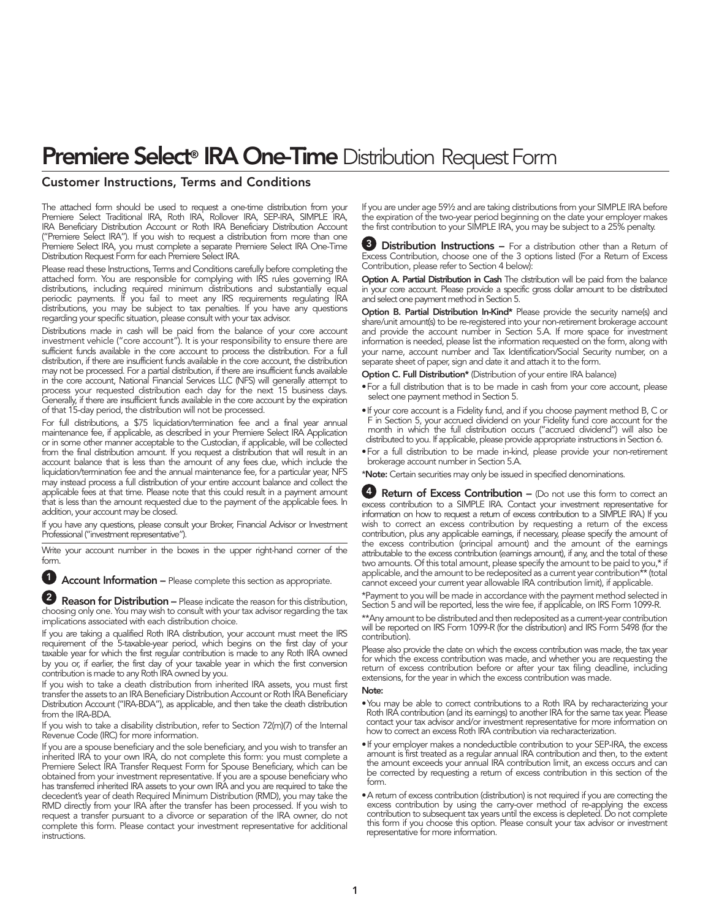# Premiere Select® IRA One-Time Distribution Request Form

## Customer Instructions, Terms and Conditions

The attached form should be used to request a one-time distribution from your Premiere Select Traditional IRA, Roth IRA, Rollover IRA, SEP-IRA, SIMPLE IRA, IRA Beneficiary Distribution Account or Roth IRA Beneficiary Distribution Account ("Premiere Select IRA"). If you wish to request a distribution from more than one Premiere Select IRA, you must complete a separate Premiere Select IRA One-Time Distribution Request Form for each Premiere Select IRA.

Please read these Instructions, Terms and Conditions carefully before completing the attached form. You are responsible for complying with IRS rules governing IRA distributions, including required minimum distributions and substantially equal periodic payments. If you fail to meet any IRS requirements regulating IRA distributions, you may be subject to tax penalties. If you have any questions regarding your specific situation, please consult with your tax advisor.

Distributions made in cash will be paid from the balance of your core account investment vehicle ("core account"). It is your responsibility to ensure there are sufficient funds available in the core account to process the distribution. For a full distribution, if there are insufficient funds available in the core account, the distribution may not be processed. For a partial distribution, if there are insufficient funds available in the core account, National Financial Services LLC (NFS) will generally attempt to process your requested distribution each day for the next 15 business days. Generally, if there are insufficient funds available in the core account by the expiration of that 15-day period, the distribution will not be processed.

For full distributions, a $75 liquidation/termination fee and a final year annual maintenance fee, if applicable, as described in your Premiere Select IRA Application or in some other manner acceptable to the Custodian, if applicable, will be collected from the final distribution amount. If you request a distribution that will result in an account balance that is less than the amount of any fees due, which include the liquidation/termination fee and the annual maintenance fee, for a particular year, NFS may instead process a full distribution of your entire account balance and collect the applicable fees at that time. Please note that this could result in a payment amount that is less than the amount requested due to the payment of the applicable fees. In addition, your account may be closed.

If you have any questions, please consult your Broker, Financial Advisor or Investment Professional ("investment representative").

Write your account number in the boxes in the upper right-hand corner of the form.

**1 Account Information –** Please complete this section as appropriate.

**2 Reason for Distribution –** Please indicate the reason for this distribution, choosing only one. You may wish to consult with your tax advisor regarding the tax implications associated with each distribution choice.

If you are taking a qualified Roth IRA distribution, your account must meet the IRS requirement of the 5-taxable-year period, which begins on the first day of your taxable year for which the first regular contribution is made to any Roth IRA owned by you or, if earlier, the first day of your taxable year in which the first conversion contribution is made to any Roth IRA owned by you.

If you wish to take a death distribution from inherited IRA assets, you must first transfer the assets to an IRA Beneficiary Distribution Account or Roth IRA Beneficiary Distribution Account ("IRA-BDA"), as applicable, and then take the death distribution from the IRA-BDA.

If you wish to take a disability distribution, refer to Section 72(m)(7) of the Internal Revenue Code (IRC) for more information.

If you are a spouse beneficiary and the sole beneficiary, and you wish to transfer an inherited IRA to your own IRA, do not complete this form: you must complete a Premiere Select IRA Transfer Request Form for Spouse Beneficiary, which can be obtained from your investment representative. If you are a spouse beneficiary who has transferred inherited IRA assets to your own IRA and you are required to take the decedent's year of death Required Minimum Distribution (RMD), you may take the RMD directly from your IRA after the transfer has been processed. If you wish to request a transfer pursuant to a divorce or separation of the IRA owner, do not complete this form. Please contact your investment representative for additional instructions.

If you are under age 59½ and are taking distributions from your SIMPLE IRA before the expiration of the two-year period beginning on the date your employer makes the first contribution to your SIMPLE IRA, you may be subject to a 25% penalty.

**3 Distribution Instructions –** For a distribution other than a Return of Excess Contribution, choose one of the 3 options listed (For a Return of Excess Contribution, please refer to Section 4 below):

**Option A. Partial Distribution in Cash** The distribution will be paid from the balance in your core account. Please provide a specific gross dollar amount to be distributed and select one payment method in Section 5.

**Option B. Partial Distribution In-Kind*** Please provide the security name(s) and share/unit amount(s) to be re-registered into your non-retirement brokerage account and provide the account number in Section 5.A. If more space for investment information is needed, please list the information requested on the form, along with your name, account number and Tax Identification/Social Security number, on a separate sheet of paper, sign and date it and attach it to the form.

**Option C. Full Distribution*** (Distribution of your entire IRA balance)

- For a full distribution that is to be made in cash from your core account, please select one payment method in Section 5.
- If your core account is a Fidelity fund, and if you choose payment method B, C or F in Section 5, your accrued dividend on your Fidelity fund core account for the month in which the full distribution occurs ("accrued dividend") will also be distributed to you. If applicable, please provide appropriate instructions in Section 6.
- For a full distribution to be made in-kind, please provide your non-retirement brokerage account number in Section 5.A.

***Note:** Certain securities may only be issued in specified denominations.

**4 Return of Excess Contribution –** (Do not use this form to correct an excess contribution to a SIMPLE IRA. Contact your investment representative for information on how to request a return of excess contribution to a SIMPLE IRA.) If you wish to correct an excess contribution by requesting a return of the excess contribution, plus any applicable earnings, if necessary, please specify the amount of the excess contribution (principal amount) and the amount of the earnings attributable to the excess contribution (earnings amount), if any, and the total of these two amounts. Of this total amount, please specify the amount to be paid to you,* if applicable, and the amount to be redeposited as a current year contribution** (total cannot exceed your current year allowable IRA contribution limit), if applicable.

*Payment to you will be made in accordance with the payment method selected in Section 5 and will be reported, less the wire fee, if applicable, on IRS Form 1099-R.

**Any amount to be distributed and then redeposited as a current-year contribution will be reported on IRS Form 1099-R (for the distribution) and IRS Form 5498 (for the contribution).

Please also provide the date on which the excess contribution was made, the tax year for which the excess contribution was made, and whether you are requesting the return of excess contribution before or after your tax filing deadline, including extensions, for the year in which the excess contribution was made.

**Note:**

- You may be able to correct contributions to a Roth IRA by recharacterizing your Roth IRA contribution (and its earnings) to another IRA for the same tax year. Please contact your tax advisor and/or investment representative for more information on how to correct an excess Roth IRA contribution via recharacterization.
- If your employer makes a nondeductible contribution to your SEP-IRA, the excess amount is first treated as a regular annual IRA contribution and then, to the extent the amount exceeds your annual IRA contribution limit, an excess occurs and can be corrected by requesting a return of excess contribution in this section of the form.
- A return of excess contribution (distribution) is not required if you are correcting the excess contribution by using the carry-over method of re-applying the excess contribution to subsequent tax years until the excess is depleted. Do not complete this form if you choose this option. Please consult your tax advisor or investment representative for more information.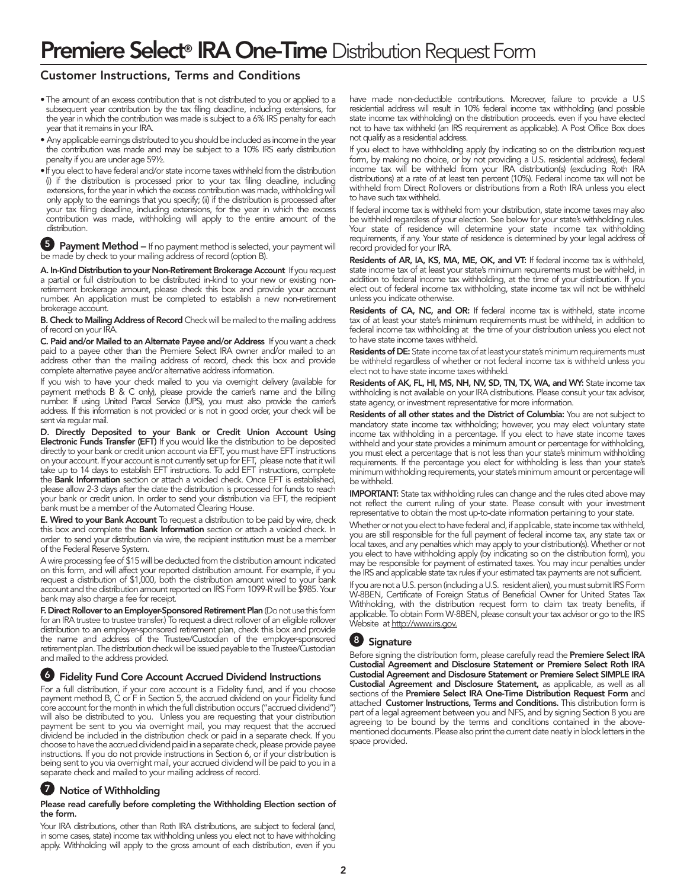# Premiere Select® IRA One-Time Distribution Request Form

## Customer Instructions, Terms and Conditions

- The amount of an excess contribution that is not distributed to you or applied to a subsequent year contribution by the tax filing deadline, including extensions, for the year in which the contribution was made is subject to a 6% IRS penalty for each year that it remains in your IRA.
- Any applicable earnings distributed to you should be included as income in the year the contribution was made and may be subject to a 10% IRS early distribution penalty if you are under age 59½.
- If you elect to have federal and/or state income taxes withheld from the distribution (i) if the distribution is processed prior to your tax filing deadline, including extensions, for the year in which the excess contribution was made, withholding will only apply to the earnings that you specify; (ii) if the distribution is processed after your tax filing deadline, including extensions, for the year in which the excess contribution was made, withholding will apply to the entire amount of the distribution.

### 5 Payment Method

**Payment Method –** If no payment method is selected, your payment will be made by check to your mailing address of record (option B).

**A. In-Kind Distribution to your Non-Retirement Brokerage Account** If you request a partial or full distribution to be distributed in-kind to your new or existing non-retirement brokerage amount, please check this box and provide your account number. An application must be completed to establish a new non-retirement brokerage account.

**B. Check to Mailing Address of Record** Check will be mailed to the mailing address of record on your IRA.

**C. Paid and/or Mailed to an Alternate Payee and/or Address** If you want a check paid to a payee other than the Premiere Select IRA owner and/or mailed to an address other than the mailing address of record, check this box and provide complete alternative payee and/or alternative address information.

If you wish to have your check mailed to you via overnight delivery (available for payment methods B & C only), please provide the carrier's name and the billing number. If using United Parcel Service (UPS), you must also provide the carrier's address. If this information is not provided or is not in good order, your check will be sent via regular mail.

**D. Directly Deposited to your Bank or Credit Union Account Using Electronic Funds Transfer (EFT)** If you would like the distribution to be deposited directly to your bank or credit union account via EFT, you must have EFT instructions on your account. If your account is not currently set up for EFT, please note that it will take up to 14 days to establish EFT instructions. To add EFT instructions, complete the **Bank Information** section or attach a voided check. Once EFT is established, please allow 2-3 days after the date the distribution is processed for funds to reach your bank or credit union. In order to send your distribution via EFT, the recipient bank must be a member of the Automated Clearing House.

**E. Wired to your Bank Account** To request a distribution to be paid by wire, check this box and complete the **Bank Information** section or attach a voided check. In order to send your distribution via wire, the recipient institution must be a member of the Federal Reserve System.

A wire processing fee of $15 will be deducted from the distribution amount indicated on this form, and will affect your reported distribution amount. For example, if you request a distribution of $1,000, both the distribution amount wired to your bank account and the distribution amount reported on IRS Form 1099-R will be $985. Your bank may also charge a fee for receipt.

**F. Direct Rollover to an Employer-Sponsored Retirement Plan** (Do not use this form for an IRA trustee to trustee transfer.) To request a direct rollover of an eligible rollover distribution to an employer-sponsored retirement plan, check this box and provide the name and address of the Trustee/Custodian of the employer-sponsored retirement plan. The distribution check will be issued payable to the Trustee/Custodian and mailed to the address provided.

### 6 Fidelity Fund Core Account Accrued Dividend Instructions

For a full distribution, if your core account is a Fidelity fund, and if you choose payment method B, C or F in Section 5, the accrued dividend on your Fidelity fund core account for the month in which the full distribution occurs ("accrued dividend") will also be distributed to you. Unless you are requesting that your distribution payment be sent to you via overnight mail, you may request that the accrued dividend be included in the distribution check or paid in a separate check. If you choose to have the accrued dividend paid in a separate check, please provide payee instructions. If you do not provide instructions in Section 6, or if your distribution is being sent to you via overnight mail, your accrued dividend will be paid to you in a separate check and mailed to your mailing address of record.

### 7 Notice of Withholding

**Please read carefully before completing the Withholding Election section of the form.**

Your IRA distributions, other than Roth IRA distributions, are subject to federal (and, in some cases, state) income tax withholding unless you elect not to have withholding apply. Withholding will apply to the gross amount of each distribution, even if you have made non-deductible contributions. Moreover, failure to provide a U.S residential address will result in 10% federal income tax withholding (and possible state income tax withholding) on the distribution proceeds. even if you have elected not to have tax withheld (an IRS requirement as applicable). A Post Office Box does not qualify as a residential address.

If you elect to have withholding apply (by indicating so on the distribution request form, by making no choice, or by not providing a U.S. residential address), federal income tax will be withheld from your IRA distribution(s) (excluding Roth IRA distributions) at a rate of at least ten percent (10%). Federal income tax will not be withheld from Direct Rollovers or distributions from a Roth IRA unless you elect to have such tax withheld.

If federal income tax is withheld from your distribution, state income taxes may also be withheld regardless of your election. See below for your state's withholding rules. Your state of residence will determine your state income tax withholding requirements, if any. Your state of residence is determined by your legal address of record provided for your IRA.

**Residents of AR, IA, KS, MA, ME, OK, and VT:** If federal income tax is withheld, state income tax of at least your state's minimum requirements must be withheld, in addition to federal income tax withholding, at the time of your distribution. If you elect out of federal income tax withholding, state income tax will not be withheld unless you indicate otherwise.

**Residents of CA, NC, and OR:** If federal income tax is withheld, state income tax of at least your state's minimum requirements must be withheld, in addition to federal income tax withholding at the time of your distribution unless you elect not to have state income taxes withheld.

**Residents of DE:** State income tax of at least your state's minimum requirements must be withheld regardless of whether or not federal income tax is withheld unless you elect not to have state income taxes withheld.

**Residents of AK, FL, HI, MS, NH, NV, SD, TN, TX, WA, and WY:** State income tax withholding is not available on your IRA distributions. Please consult your tax advisor, state agency, or investment representative for more information.

**Residents of all other states and the District of Columbia:** You are not subject to mandatory state income tax withholding; however, you may elect voluntary state income tax withholding in a percentage. If you elect to have state income taxes withheld and your state provides a minimum amount or percentage for withholding, you must elect a percentage that is not less than your state's minimum withholding requirements. If the percentage you elect for withholding is less than your state's minimum withholding requirements, your state's minimum amount or percentage will be withheld.

**IMPORTANT:** State tax withholding rules can change and the rules cited above may not reflect the current ruling of your state. Please consult with your investment representative to obtain the most up-to-date information pertaining to your state.

Whether or not you elect to have federal and, if applicable, state income tax withheld, you are still responsible for the full payment of federal income tax, any state tax or local taxes, and any penalties which may apply to your distribution(s). Whether or not you elect to have withholding apply (by indicating so on the distribution form), you may be responsible for payment of estimated taxes. You may incur penalties under the IRS and applicable state tax rules if your estimated tax payments are not sufficient.

If you are not a U.S. person (including a U.S. resident alien), you must submit IRS Form W-8BEN, Certificate of Foreign Status of Beneficial Owner for United States Tax Withholding, with the distribution request form to claim tax treaty benefits, if applicable. To obtain Form W-8BEN, please consult your tax advisor or go to the IRS Website at http://www.irs.gov.

### 8 Signature

Before signing the distribution form, please carefully read the **Premiere Select IRA Custodial Agreement and Disclosure Statement or Premiere Select Roth IRA Custodial Agreement and Disclosure Statement or Premiere Select SIMPLE IRA Custodial Agreement and Disclosure Statement,** as applicable, as well as all sections of the **Premiere Select IRA One-Time Distribution Request Form** and attached **Customer Instructions, Terms and Conditions.** This distribution form is part of a legal agreement between you and NFS, and by signing Section 8 you are agreeing to be bound by the terms and conditions contained in the above-mentioned documents. Please also print the current date neatly in block letters in the space provided.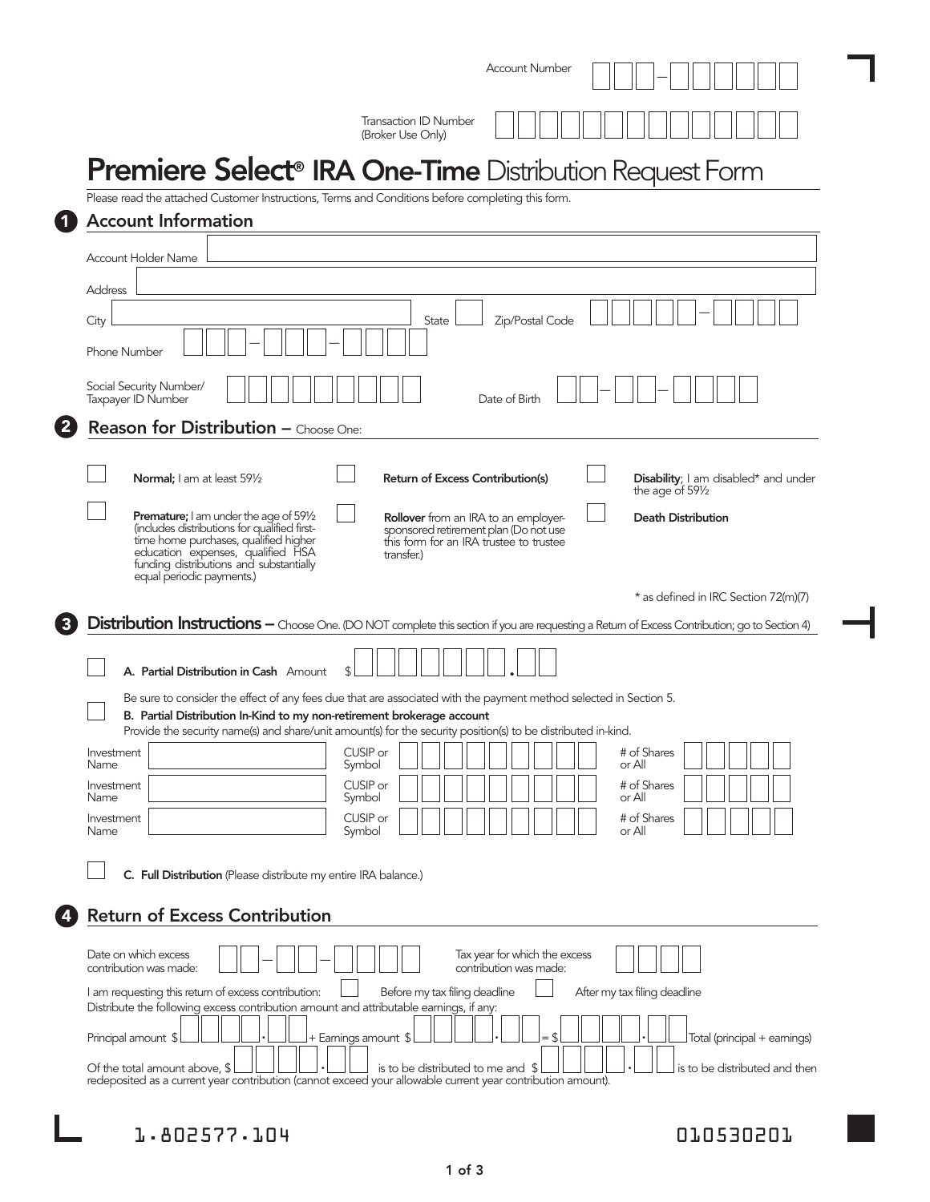Account Number

Transaction ID Number (Broker Use Only)

# Premiere Select® IRA One-Time Distribution Request Form

Please read the attached Customer Instructions, Terms and Conditions before completing this form.

## 1 Account Information

Account Holder Name

Address

City | State | Zip/Postal Code

Phone Number

Social Security Number/ Taxpayer ID Number | Date of Birth

## 2 Reason for Distribution – Choose One:

- ☐ **Normal;** I am at least 59½
- ☐ **Premature;** I am under the age of 59½ (includes distributions for qualified first-time home purchases, qualified higher education expenses, qualified HSA funding distributions and substantially equal periodic payments.)
- ☐ **Return of Excess Contribution(s)**
- ☐ **Rollover** from an IRA to an employer-sponsored retirement plan (Do not use this form for an IRA trustee to trustee transfer.)
- ☐ **Disability**; I am disabled* and under the age of 59½
- ☐ **Death Distribution**

\* as defined in IRC Section 72(m)(7)

## 3 Distribution Instructions – Choose One. (DO NOT complete this section if you are requesting a Return of Excess Contribution; go to Section 4)

☐ **A. Partial Distribution in Cash** Amount $ ______ . __

Be sure to consider the effect of any fees due that are associated with the payment method selected in Section 5.

☐ **B. Partial Distribution In-Kind to my non-retirement brokerage account**

Provide the security name(s) and share/unit amount(s) for the security position(s) to be distributed in-kind.

| Investment Name | CUSIP or Symbol | # of Shares or All |
|---|---|---|
| | | |
| | | |
| | | |

☐ **C. Full Distribution** (Please distribute my entire IRA balance.)

## 4 Return of Excess Contribution

Date on which excess contribution was made: | Tax year for which the excess contribution was made:

I am requesting this return of excess contribution: ☐ Before my tax filing deadline ☐ After my tax filing deadline

Distribute the following excess contribution amount and attributable earnings, if any:

Principal amount $ ______ + Earnings amount $ ______ = $ ______ Total (principal + earnings)

Of the total amount above, $ ______ is to be distributed to me and $ ______ is to be distributed and then redeposited as a current year contribution (cannot exceed your allowable current year contribution amount).

1.802577.104 010530201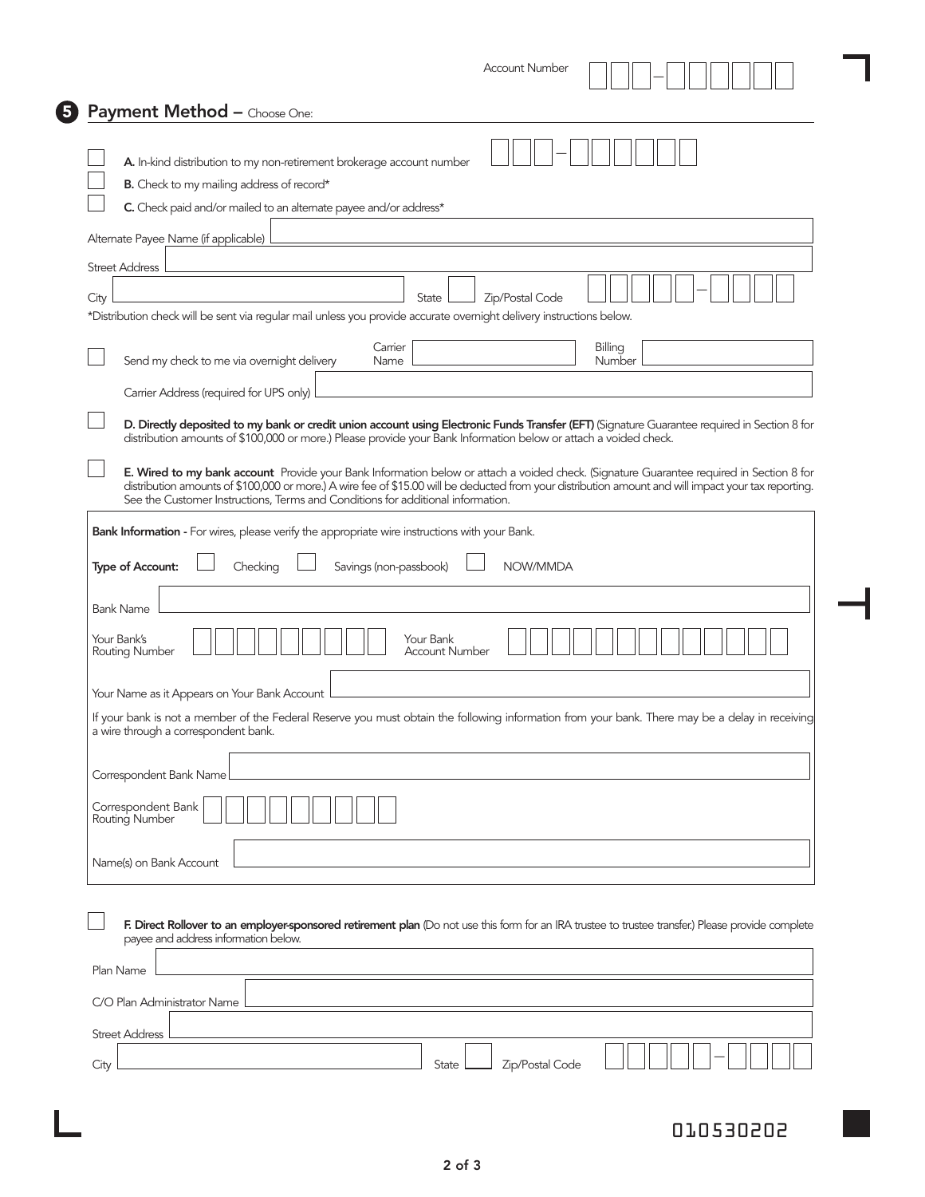Account Number ☐☐☐–☐☐☐☐☐☐

## 5 Payment Method – Choose One:

☐ **A.** In-kind distribution to my non-retirement brokerage account number ☐☐☐–☐☐☐☐☐☐

☐ **B.** Check to my mailing address of record*

☐ **C.** Check paid and/or mailed to an alternate payee and/or address*

Alternate Payee Name (if applicable) ____________________

Street Address ____________________

City ____________________ State ____ Zip/Postal Code ☐☐☐☐☐–☐☐☐☐

*Distribution check will be sent via regular mail unless you provide accurate overnight delivery instructions below.

☐ Send my check to me via overnight delivery Carrier Name ____________ Billing Number ____________

Carrier Address (required for UPS only) ____________________

☐ **D. Directly deposited to my bank or credit union account using Electronic Funds Transfer (EFT)** (Signature Guarantee required in Section 8 for distribution amounts of $100,000 or more.) Please provide your Bank Information below or attach a voided check.

☐ **E. Wired to my bank account** Provide your Bank Information below or attach a voided check. (Signature Guarantee required in Section 8 for distribution amounts of $100,000 or more.) A wire fee of $15.00 will be deducted from your distribution amount and will impact your tax reporting. See the Customer Instructions, Terms and Conditions for additional information.

**Bank Information -** For wires, please verify the appropriate wire instructions with your Bank.

**Type of Account:** ☐ Checking ☐ Savings (non-passbook) ☐ NOW/MMDA

Bank Name ____________________

Your Bank's Routing Number ☐☐☐☐☐☐☐☐☐ Your Bank Account Number ☐☐☐☐☐☐☐☐☐☐☐☐☐

Your Name as it Appears on Your Bank Account ____________________

If your bank is not a member of the Federal Reserve you must obtain the following information from your bank. There may be a delay in receiving a wire through a correspondent bank.

Correspondent Bank Name ____________________

Correspondent Bank Routing Number ☐☐☐☐☐☐☐☐☐

Name(s) on Bank Account ____________________

☐ **F. Direct Rollover to an employer-sponsored retirement plan** (Do not use this form for an IRA trustee to trustee transfer.) Please provide complete payee and address information below.

Plan Name ____________________

C/O Plan Administrator Name ____________________

Street Address ____________________

City ____________________ State ____ Zip/Postal Code ☐☐☐☐☐–☐☐☐☐

010530202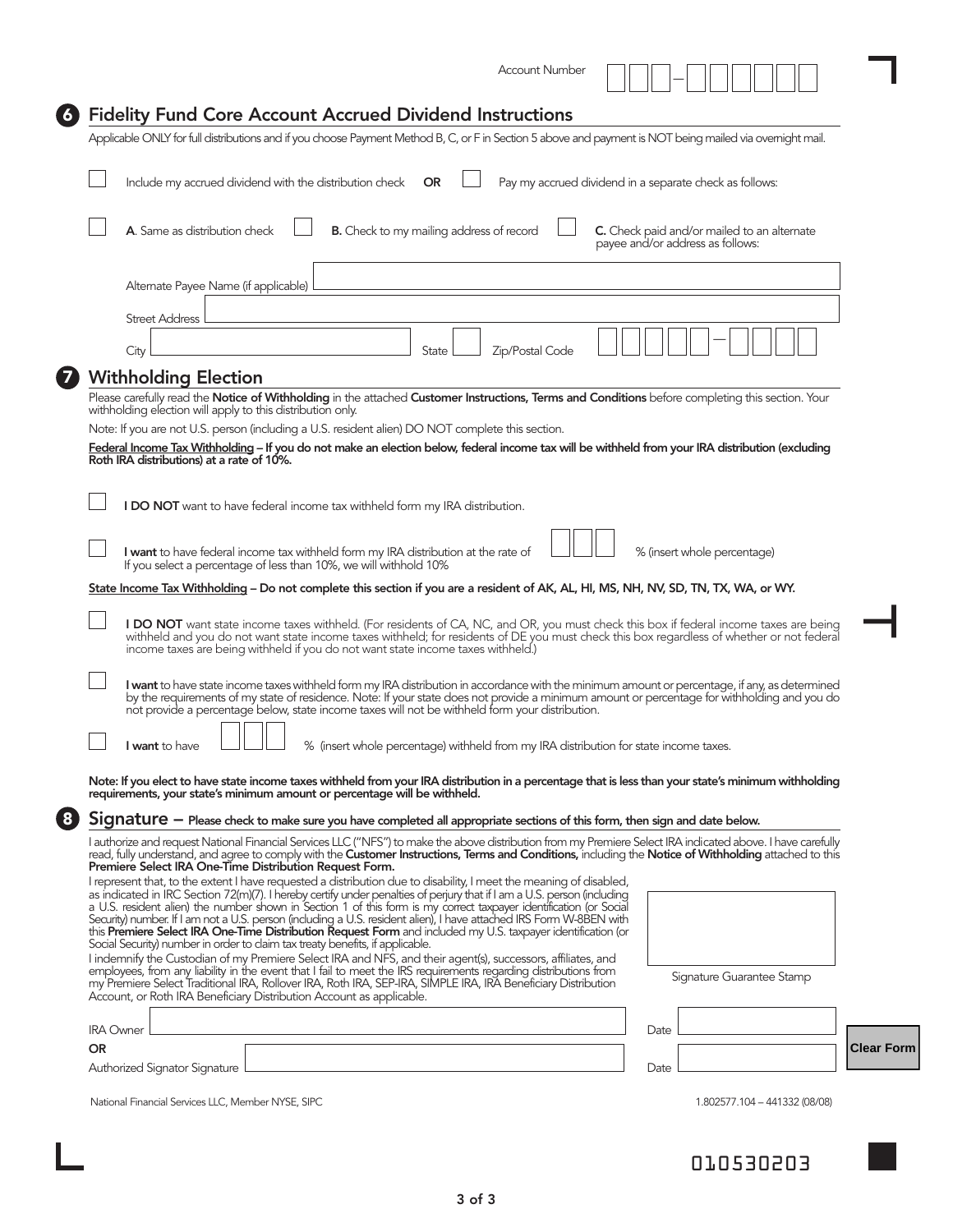Account Number ☐☐☐–☐☐☐☐☐☐

## 6 Fidelity Fund Core Account Accrued Dividend Instructions

Applicable ONLY for full distributions and if you choose Payment Method B, C, or F in Section 5 above and payment is NOT being mailed via overnight mail.

☐ Include my accrued dividend with the distribution check **OR** ☐ Pay my accrued dividend in a separate check as follows:

☐ **A**. Same as distribution check ☐ **B.** Check to my mailing address of record ☐ **C.** Check paid and/or mailed to an alternate payee and/or address as follows:

Alternate Payee Name (if applicable) ____________________

Street Address ____________________

City ____________________ State ____ Zip/Postal Code ☐☐☐☐☐–☐☐☐☐

## 7 Withholding Election

Please carefully read the **Notice of Withholding** in the attached **Customer Instructions, Terms and Conditions** before completing this section. Your withholding election will apply to this distribution only.

Note: If you are not U.S. person (including a U.S. resident alien) DO NOT complete this section.

**Federal Income Tax Withholding – If you do not make an election below, federal income tax will be withheld from your IRA distribution (excluding Roth IRA distributions) at a rate of 10%.**

☐ **I DO NOT** want to have federal income tax withheld form my IRA distribution.

☐ **I want** to have federal income tax withheld form my IRA distribution at the rate of ☐☐☐ % (insert whole percentage)
If you select a percentage of less than 10%, we will withhold 10%

**State Income Tax Withholding – Do not complete this section if you are a resident of AK, AL, HI, MS, NH, NV, SD, TN, TX, WA, or WY.**

☐ **I DO NOT** want state income taxes withheld. (For residents of CA, NC, and OR, you must check this box if federal income taxes are being withheld and you do not want state income taxes withheld; for residents of DE you must check this box regardless of whether or not federal income taxes are being withheld if you do not want state income taxes withheld.)

☐ **I want** to have state income taxes withheld form my IRA distribution in accordance with the minimum amount or percentage, if any, as determined by the requirements of my state of residence. Note: If your state does not provide a minimum amount or percentage for withholding and you do not provide a percentage below, state income taxes will not be withheld form your distribution.

☐ **I want** to have ☐☐☐ % (insert whole percentage) withheld from my IRA distribution for state income taxes.

**Note: If you elect to have state income taxes withheld from your IRA distribution in a percentage that is less than your state's minimum withholding requirements, your state's minimum amount or percentage will be withheld.**

## 8 Signature – Please check to make sure you have completed all appropriate sections of this form, then sign and date below.

I authorize and request National Financial Services LLC ("NFS") to make the above distribution from my Premiere Select IRA indicated above. I have carefully read, fully understand, and agree to comply with the **Customer Instructions, Terms and Conditions,** including the **Notice of Withholding** attached to this **Premiere Select IRA One-Time Distribution Request Form.**

I represent that, to the extent I have requested a distribution due to disability, I meet the meaning of disabled, as indicated in IRC Section 72(m)(7). I hereby certify under penalties of perjury that if I am a U.S. person (including a U.S. resident alien) the number shown in Section 1 of this form is my correct taxpayer identification (or Social Security) number. If I am not a U.S. person (including a U.S. resident alien), I have attached IRS Form W-8BEN with this **Premiere Select IRA One-Time Distribution Request Form** and included my U.S. taxpayer identification (or Social Security) number in order to claim tax treaty benefits, if applicable.

I indemnify the Custodian of my Premiere Select IRA and NFS, and their agent(s), successors, affiliates, and employees, from any liability in the event that I fail to meet the IRS requirements regarding distributions from my Premiere Select Traditional IRA, Rollover IRA, Roth IRA, SEP-IRA, SIMPLE IRA, IRA Beneficiary Distribution Account, or Roth IRA Beneficiary Distribution Account as applicable.

Signature Guarantee Stamp

IRA Owner ____________________ Date ________

**OR**

Authorized Signator Signature ____________________ Date ________

Clear Form

National Financial Services LLC, Member NYSE, SIPC

1.802577.104 – 441332 (08/08)

010530203